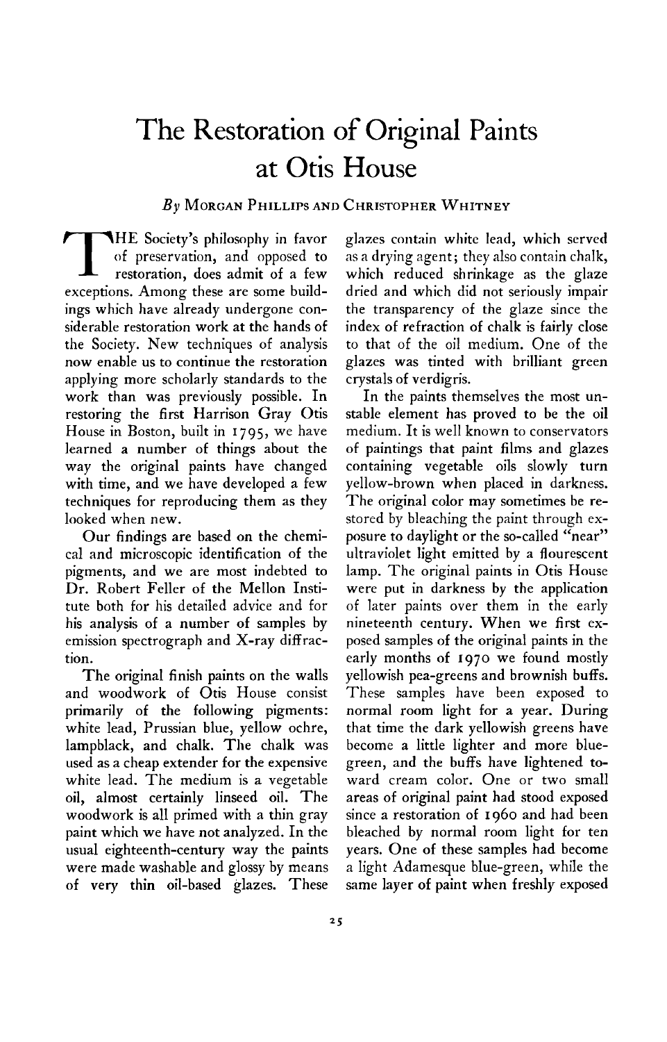# The Restoration of Original Paints at Otis House

*By* Morgan Phillips and Christopher Whitney

THE Society's philosophy in favor of preservation, and opposed to restoration, does admit of a few exceptions. Among these are some buildings which have already undergone considerable restoration work at the hands of the Society. New techniques of analysis now enable us to continue the restoration applying more scholarly standards to the work than was previously possible. In restoring the first Harrison Gray Otis House in Boston, built in 1795, we have learned a number of things about the way the original paints have changed with time, and we have developed a few techniques for reproducing them as they looked when new.

Our findings are based on the chemical and microscopic identification of the pigments, and we are most indebted to Dr. Robert Feller of the Mellon Institute both for his detailed advice and for his analysis of a number of samples by emission spectrograph and X-ray diffraction.

The original finish paints on the walls and woodwork of Otis House consist primarily of the following pigments: white lead, Prussian blue, yellow ochre, lampblack, and chalk. The chalk was used as a cheap extender for the expensive white lead. The medium is a vegetable oil, almost certainly linseed oil. The woodwork is all primed with a thin gray paint which we have not analyzed. In the usual eighteenth-century way the paints were made washable and glossy by means of very thin oil-based glazes. These glazes contain white lead, which served as a drying agent; they also contain chalk, which reduced shrinkage as the glaze dried and which did not seriously impair the transparency of the glaze since the index of refraction of chalk is fairly close to that of the oil medium. One of the glazes was tinted with brilliant green crystals of verdigris.

In the paints themselves the most unstable element has proved to be the oil medium. It is well known to conservators of paintings that paint films and glazes containing vegetable oils slowly turn yellow-brown when placed in darkness. The original color may sometimes be restored by bleaching the paint through exposure to daylight or the so-called "near" ultraviolet light emitted by a flourescent lamp. The original paints in Otis House were put in darkness by the application of later paints over them in the early nineteenth century. When we first exposed samples of the original paints in the early months of 1970 we found mostly yellowish pea-greens and brownish buffs. These samples have been exposed to normal room light for a year. During that time the dark yellowish greens have become a little lighter and more blue-green, and the buffs have lightened toward cream color. One or two small areas of original paint had stood exposed since a restoration of 1960 and had been bleached by normal room light for ten years. One of these samples had become a light Adamesque blue-green, while the same layer of paint when freshly exposed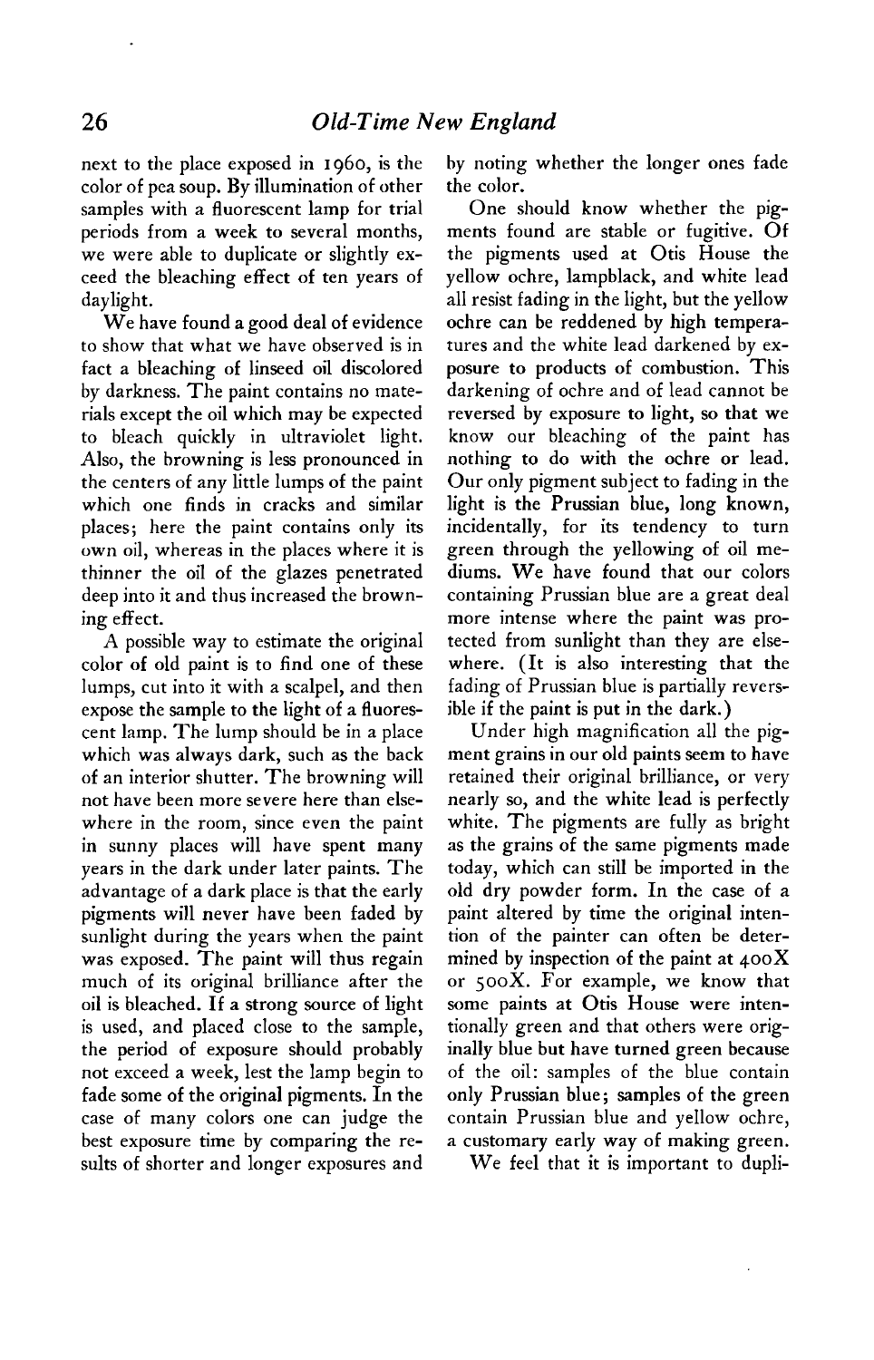next to the place exposed in 1960, is the color of pea soup. By illumination of other samples with a fluorescent lamp for trial periods from a week to several months, we were able to duplicate or slightly exceed the bleaching effect of ten years of daylight.

We have found a good deal of evidence to show that what we have observed is in fact a bleaching of linseed oil discolored by darkness. The paint contains no materials except the oil which may be expected to bleach quickly in ultraviolet light. Also, the browning is less pronounced in the centers of any little lumps of the paint which one finds in cracks and similar places; here the paint contains only its own oil, whereas in the places where it is thinner the oil of the glazes penetrated deep into it and thus increased the browning effect.

A possible way to estimate the original color of old paint is to find one of these lumps, cut into it with a scalpel, and then expose the sample to the light of a fluorescent lamp. The lump should be in a place which was always dark, such as the back of an interior shutter. The browning will not have been more severe here than elsewhere in the room, since even the paint in sunny places will have spent many years in the dark under later paints. The advantage of a dark place is that the early pigments will never have been faded by sunlight during the years when the paint was exposed. The paint will thus regain much of its original brilliance after the oil is bleached. If a strong source of light is used, and placed close to the sample, the period of exposure should probably not exceed a week, lest the lamp begin to fade some of the original pigments. In the case of many colors one can judge the best exposure time by comparing the results of shorter and longer exposures and by noting whether the longer ones fade the color.

One should know whether the pigments found are stable or fugitive. Of the pigments used at Otis House the yellow ochre, lampblack, and white lead all resist fading in the light, but the yellow ochre can be reddened by high temperatures and the white lead darkened by exposure to products of combustion. This darkening of ochre and of lead cannot be reversed by exposure to light, so that we know our bleaching of the paint has nothing to do with the ochre or lead. Our only pigment subject to fading in the light is the Prussian blue, long known, incidentally, for its tendency to turn green through the yellowing of oil mediums. We have found that our colors containing Prussian blue are a great deal more intense where the paint was protected from sunlight than they are elsewhere. (It is also interesting that the fading of Prussian blue is partially reversible if the paint is put in the dark.)

Under high magnification all the pigment grains in our old paints seem to have retained their original brilliance, or very nearly so, and the white lead is perfectly white. The pigments are fully as bright as the grains of the same pigments made today, which can still be imported in the old dry powder form. In the case of a paint altered by time the original intention of the painter can often be determined by inspection of the paint at 400X or 500X. For example, we know that some paints at Otis House were intentionally green and that others were originally blue but have turned green because of the oil: samples of the blue contain only Prussian blue; samples of the green contain Prussian blue and yellow ochre, a customary early way of making green.

We feel that it is important to dupli-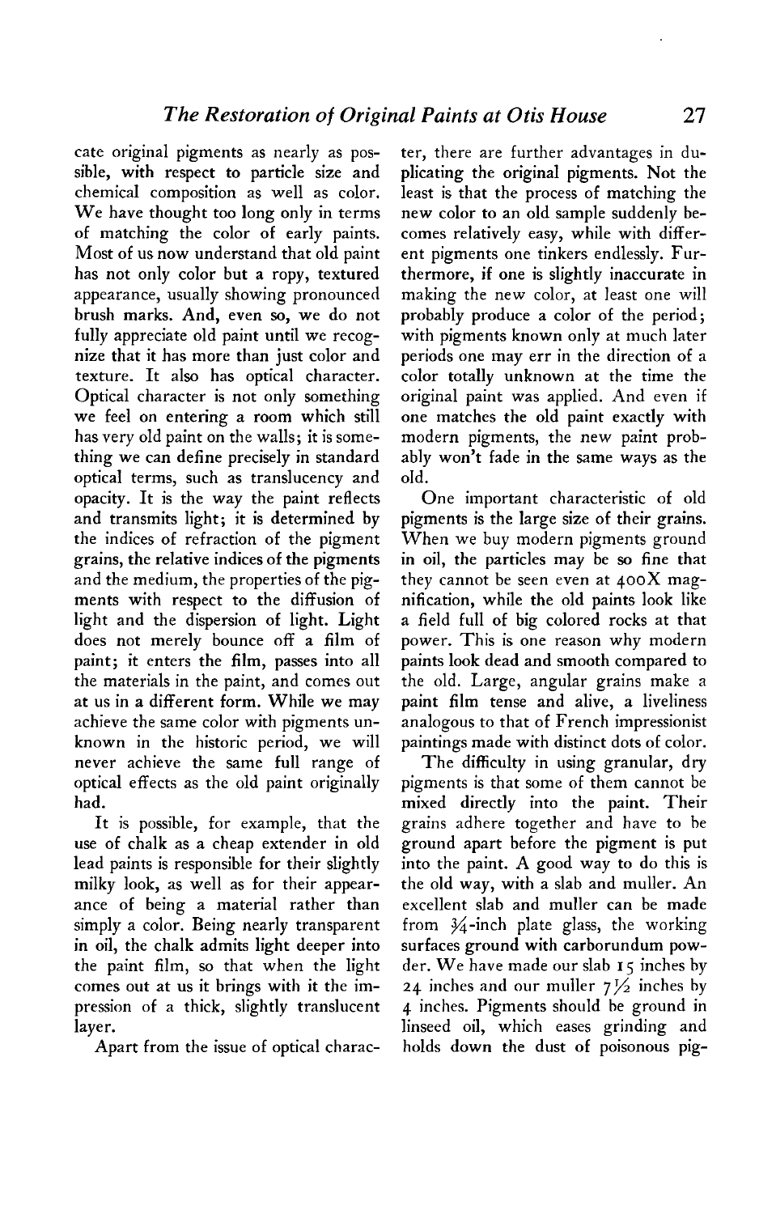cate original pigments as nearly as possible, with respect to particle size and chemical composition as well as color. We have thought too long only in terms of matching the color of early paints. Most of us now understand that old paint has not only color but a ropy, textured appearance, usually showing pronounced brush marks. And, even so, we do not fully appreciate old paint until we recognize that it has more than just color and texture. It also has optical character. Optical character is not only something we feel on entering a room which still has very old paint on the walls; it is something we can define precisely in standard optical terms, such as translucency and opacity. It is the way the paint reflects and transmits light; it is determined by the indices of refraction of the pigment grains, the relative indices of the pigments and the medium, the properties of the pigments with respect to the diffusion of light and the dispersion of light. Light does not merely bounce off a film of paint; it enters the film, passes into all the materials in the paint, and comes out at us in a different form. While we may achieve the same color with pigments unknown in the historic period, we will never achieve the same full range of optical effects as the old paint originally had.

It is possible, for example, that the use of chalk as a cheap extender in old lead paints is responsible for their slightly milky look, as well as for their appearance of being a material rather than simply a color. Being nearly transparent in oil, the chalk admits light deeper into the paint film, so that when the light comes out at us it brings with it the impression of a thick, slightly translucent layer.

Apart from the issue of optical character, there are further advantages in duplicating the original pigments. Not the least is that the process of matching the new color to an old sample suddenly becomes relatively easy, while with different pigments one tinkers endlessly. Furthermore, if one is slightly inaccurate in making the new color, at least one will probably produce a color of the period; with pigments known only at much later periods one may err in the direction of a color totally unknown at the time the original paint was applied. And even if one matches the old paint exactly with modern pigments, the new paint probably won't fade in the same ways as the old.

One important characteristic of old pigments is the large size of their grains. When we buy modern pigments ground in oil, the particles may be so fine that they cannot be seen even at 400X magnification, while the old paints look like a field full of big colored rocks at that power. This is one reason why modern paints look dead and smooth compared to the old. Large, angular grains make a paint film tense and alive, a liveliness analogous to that of French impressionist paintings made with distinct dots of color.

The difficulty in using granular, dry pigments is that some of them cannot be mixed directly into the paint. Their grains adhere together and have to be ground apart before the pigment is put into the paint. A good way to do this is the old way, with a slab and muller. An excellent slab and muller can be made from ¾-inch plate glass, the working surfaces ground with carborundum powder. We have made our slab 15 inches by 24 inches and our muller 7½ inches by 4 inches. Pigments should be ground in linseed oil, which eases grinding and holds down the dust of poisonous pig-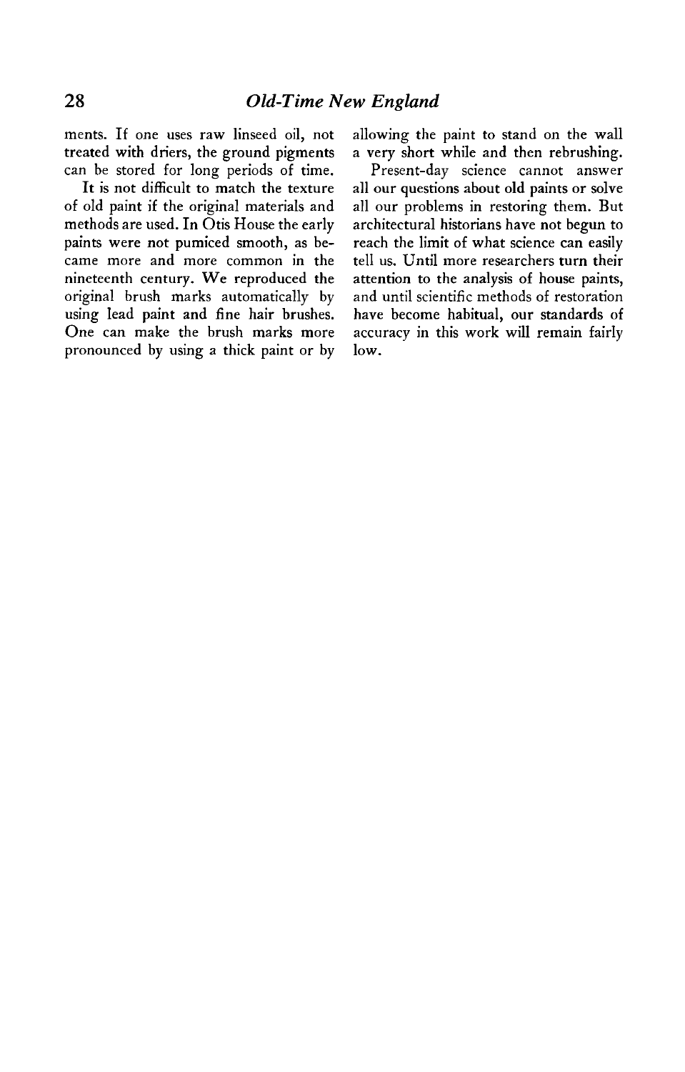ments. If one uses raw linseed oil, not treated with driers, the ground pigments can be stored for long periods of time.

It is not difficult to match the texture of old paint if the original materials and methods are used. In Otis House the early paints were not pumiced smooth, as became more and more common in the nineteenth century. We reproduced the original brush marks automatically by using lead paint and fine hair brushes. One can make the brush marks more pronounced by using a thick paint or by allowing the paint to stand on the wall a very short while and then rebrushing.

Present-day science cannot answer all our questions about old paints or solve all our problems in restoring them. But architectural historians have not begun to reach the limit of what science can easily tell us. Until more researchers turn their attention to the analysis of house paints, and until scientific methods of restoration have become habitual, our standards of accuracy in this work will remain fairly low.